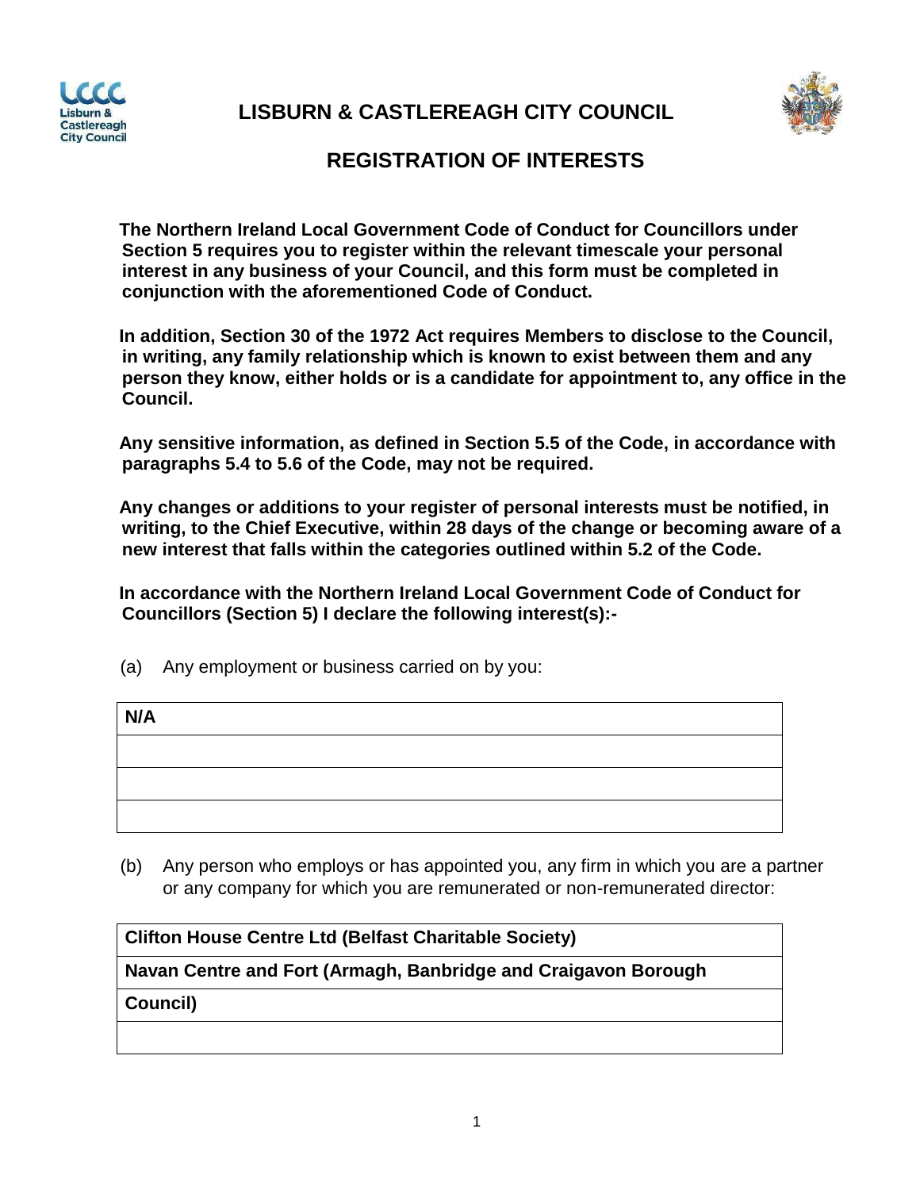# LISBURN & CASTLEREAGH CITY COUNCIL

## REGISTRATION OF INTERESTS

**The Northern Ireland Local Government Code of Conduct for Councillors under Section 5 requires you to register within the relevant timescale your personal interest in any business of your Council, and this form must be completed in conjunction with the aforementioned Code of Conduct.**

**In addition, Section 30 of the 1972 Act requires Members to disclose to the Council, in writing, any family relationship which is known to exist between them and any person they know, either holds or is a candidate for appointment to, any office in the Council.**

**Any sensitive information, as defined in Section 5.5 of the Code, in accordance with paragraphs 5.4 to 5.6 of the Code, may not be required.**

**Any changes or additions to your register of personal interests must be notified, in writing, to the Chief Executive, within 28 days of the change or becoming aware of a new interest that falls within the categories outlined within 5.2 of the Code.**

**In accordance with the Northern Ireland Local Government Code of Conduct for Councillors (Section 5) I declare the following interest(s):-**

(a) Any employment or business carried on by you:

| |
|---|
| **N/A** |
| |
| |
| |

(b) Any person who employs or has appointed you, any firm in which you are a partner or any company for which you are remunerated or non-remunerated director:

| |
|---|
| **Clifton House Centre Ltd (Belfast Charitable Society)** |
| **Navan Centre and Fort (Armagh, Banbridge and Craigavon Borough** |
| **Council)** |
| |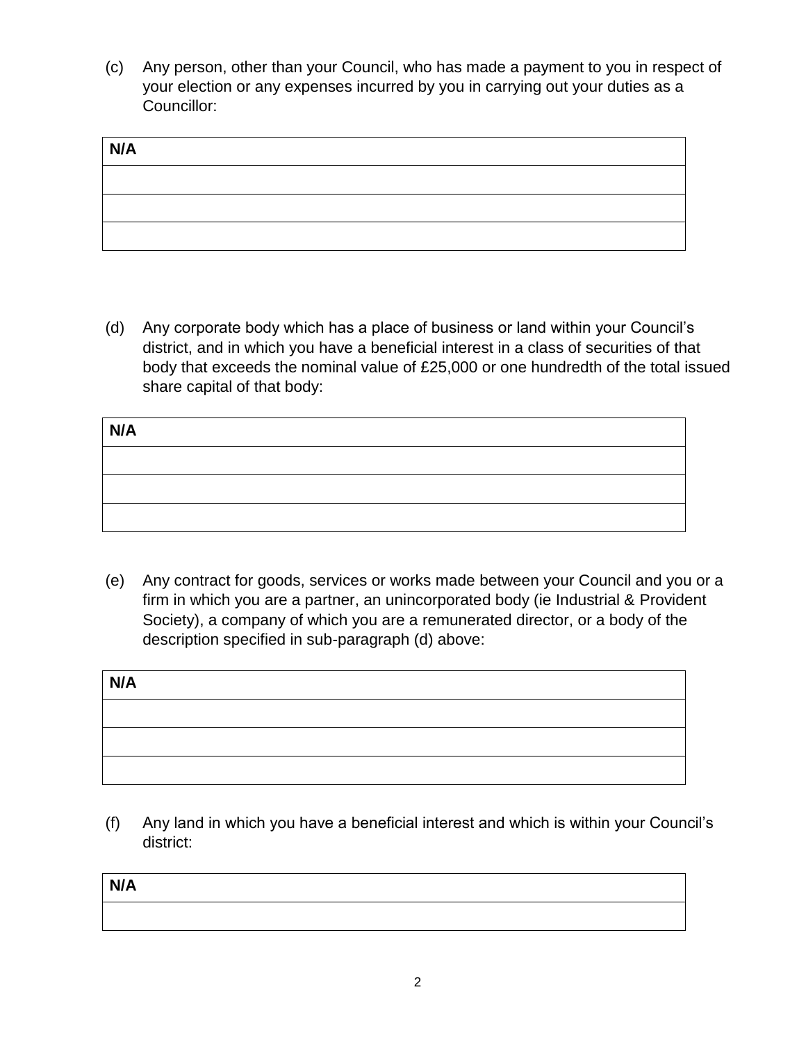(c) Any person, other than your Council, who has made a payment to you in respect of your election or any expenses incurred by you in carrying out your duties as a Councillor:

| |
|---|
| **N/A** |
| |
| |
| |

(d) Any corporate body which has a place of business or land within your Council's district, and in which you have a beneficial interest in a class of securities of that body that exceeds the nominal value of £25,000 or one hundredth of the total issued share capital of that body:

| |
|---|
| **N/A** |
| |
| |
| |

(e) Any contract for goods, services or works made between your Council and you or a firm in which you are a partner, an unincorporated body (ie Industrial & Provident Society), a company of which you are a remunerated director, or a body of the description specified in sub-paragraph (d) above:

| |
|---|
| **N/A** |
| |
| |
| |

(f) Any land in which you have a beneficial interest and which is within your Council's district:

| |
|---|
| **N/A** |
| |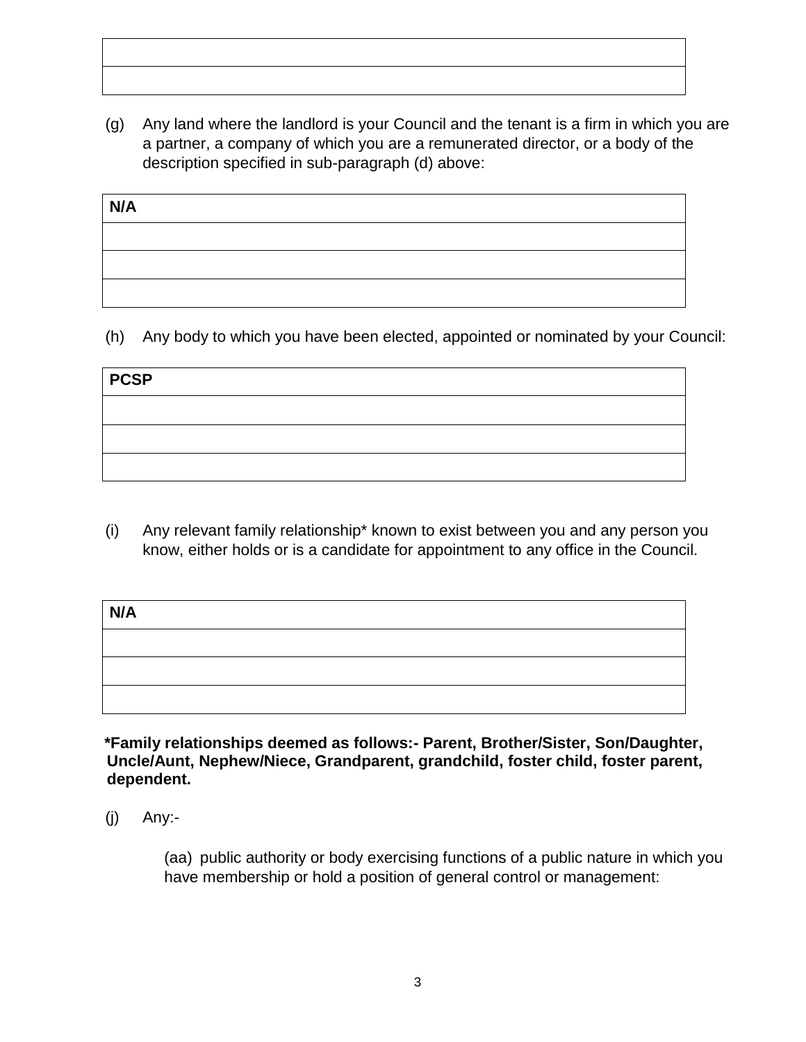| |
|---|
| |

(g) Any land where the landlord is your Council and the tenant is a firm in which you are a partner, a company of which you are a remunerated director, or a body of the description specified in sub-paragraph (d) above:

| |
|---|
| **N/A** |
| |
| |
| |

(h) Any body to which you have been elected, appointed or nominated by your Council:

| |
|---|
| **PCSP** |
| |
| |
| |

(i) Any relevant family relationship* known to exist between you and any person you know, either holds or is a candidate for appointment to any office in the Council.

| |
|---|
| **N/A** |
| |
| |
| |

**\*Family relationships deemed as follows:- Parent, Brother/Sister, Son/Daughter, Uncle/Aunt, Nephew/Niece, Grandparent, grandchild, foster child, foster parent, dependent.**

(j) Any:-

(aa) public authority or body exercising functions of a public nature in which you have membership or hold a position of general control or management: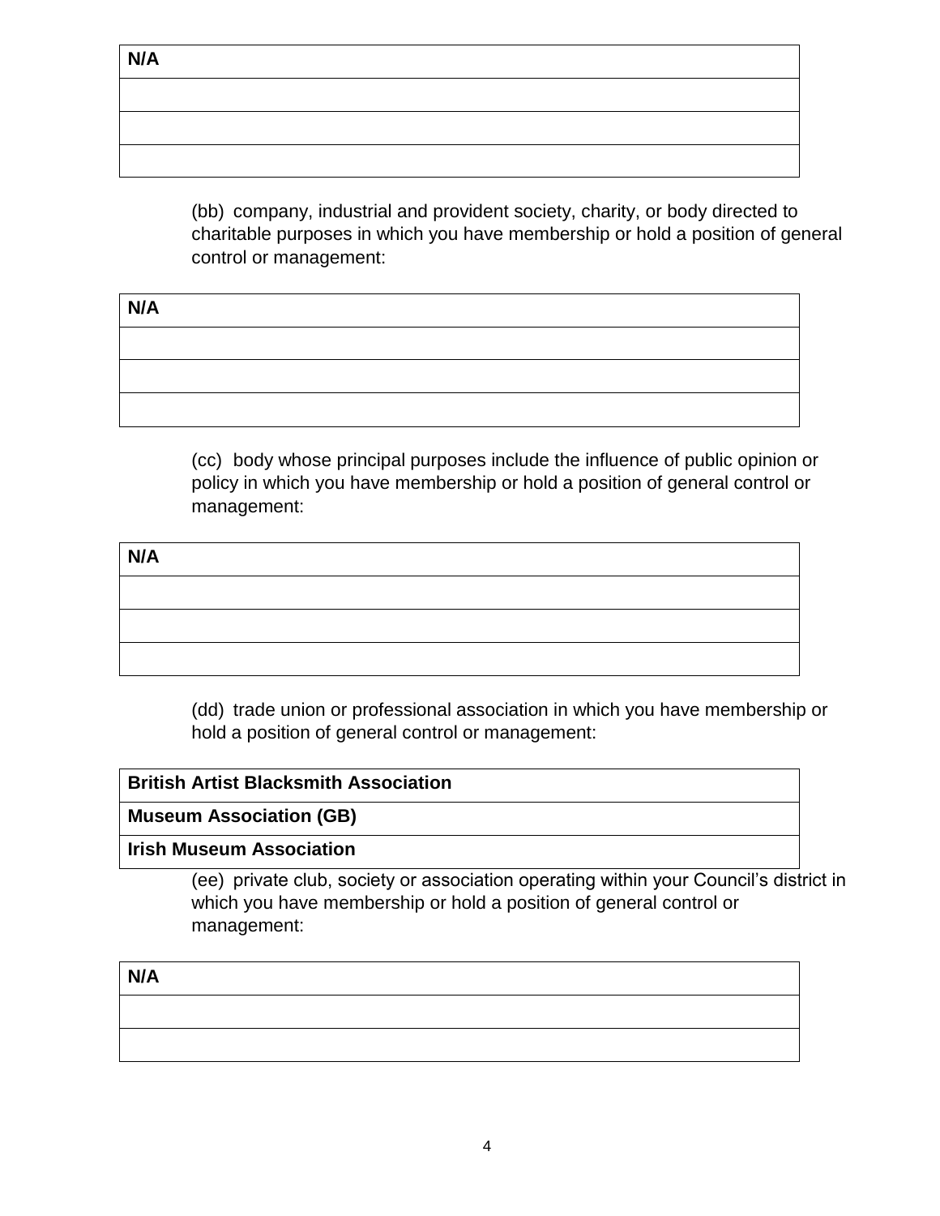| |
|---|
| **N/A** |
| |
| |
| |

(bb) company, industrial and provident society, charity, or body directed to charitable purposes in which you have membership or hold a position of general control or management:

| |
|---|
| **N/A** |
| |
| |
| |

(cc) body whose principal purposes include the influence of public opinion or policy in which you have membership or hold a position of general control or management:

| |
|---|
| **N/A** |
| |
| |
| |

(dd) trade union or professional association in which you have membership or hold a position of general control or management:

| |
|---|
| **British Artist Blacksmith Association** |
| **Museum Association (GB)** |
| **Irish Museum Association** |

(ee) private club, society or association operating within your Council's district in which you have membership or hold a position of general control or management:

| |
|---|
| **N/A** |
| |
| |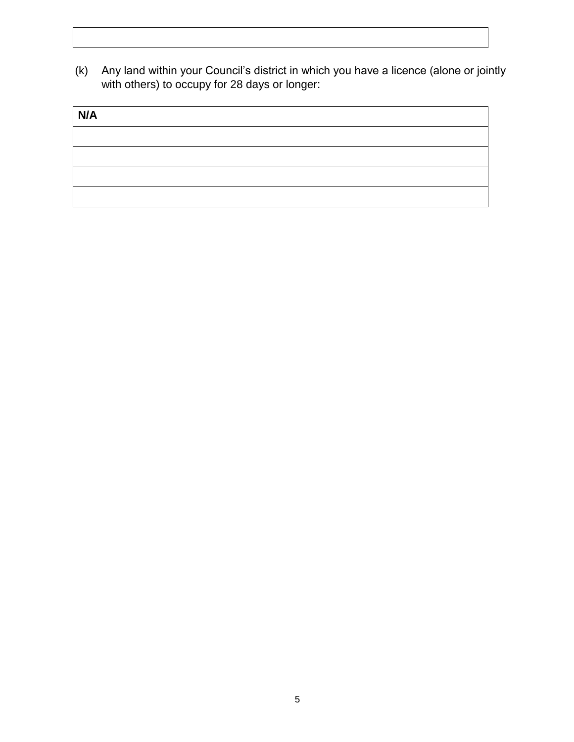| |
|---|
| |

(k) Any land within your Council's district in which you have a licence (alone or jointly with others) to occupy for 28 days or longer:

| |
|---|
| **N/A** |
| |
| |
| |
| |